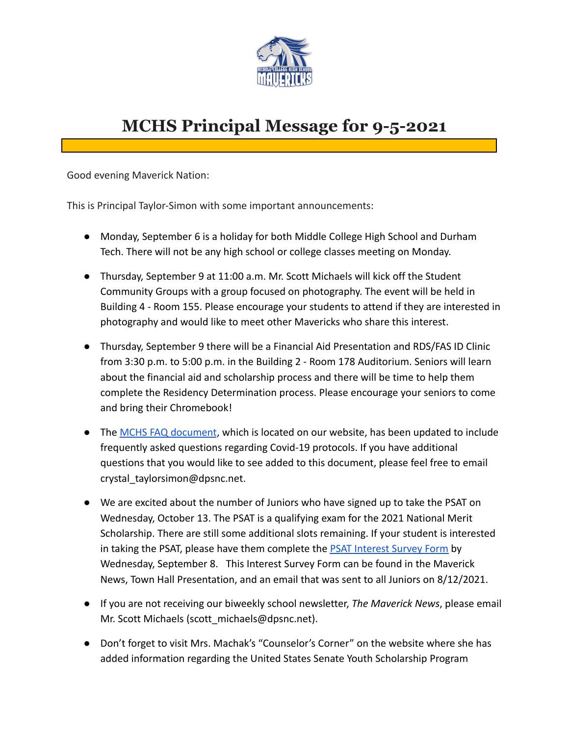# MCHS Principal Message for 9-5-2021

Good evening Maverick Nation:

This is Principal Taylor-Simon with some important announcements:

- Monday, September 6 is a holiday for both Middle College High School and Durham Tech. There will not be any high school or college classes meeting on Monday.

- Thursday, September 9 at 11:00 a.m. Mr. Scott Michaels will kick off the Student Community Groups with a group focused on photography. The event will be held in Building 4 - Room 155. Please encourage your students to attend if they are interested in photography and would like to meet other Mavericks who share this interest.

- Thursday, September 9 there will be a Financial Aid Presentation and RDS/FAS ID Clinic from 3:30 p.m. to 5:00 p.m. in the Building 2 - Room 178 Auditorium. Seniors will learn about the financial aid and scholarship process and there will be time to help them complete the Residency Determination process. Please encourage your seniors to come and bring their Chromebook!

- The MCHS FAQ document, which is located on our website, has been updated to include frequently asked questions regarding Covid-19 protocols. If you have additional questions that you would like to see added to this document, please feel free to email crystal_taylorsimon@dpsnc.net.

- We are excited about the number of Juniors who have signed up to take the PSAT on Wednesday, October 13. The PSAT is a qualifying exam for the 2021 National Merit Scholarship. There are still some additional slots remaining. If your student is interested in taking the PSAT, please have them complete the PSAT Interest Survey Form by Wednesday, September 8. This Interest Survey Form can be found in the Maverick News, Town Hall Presentation, and an email that was sent to all Juniors on 8/12/2021.

- If you are not receiving our biweekly school newsletter, *The Maverick News*, please email Mr. Scott Michaels (scott_michaels@dpsnc.net).

- Don't forget to visit Mrs. Machak's "Counselor's Corner" on the website where she has added information regarding the United States Senate Youth Scholarship Program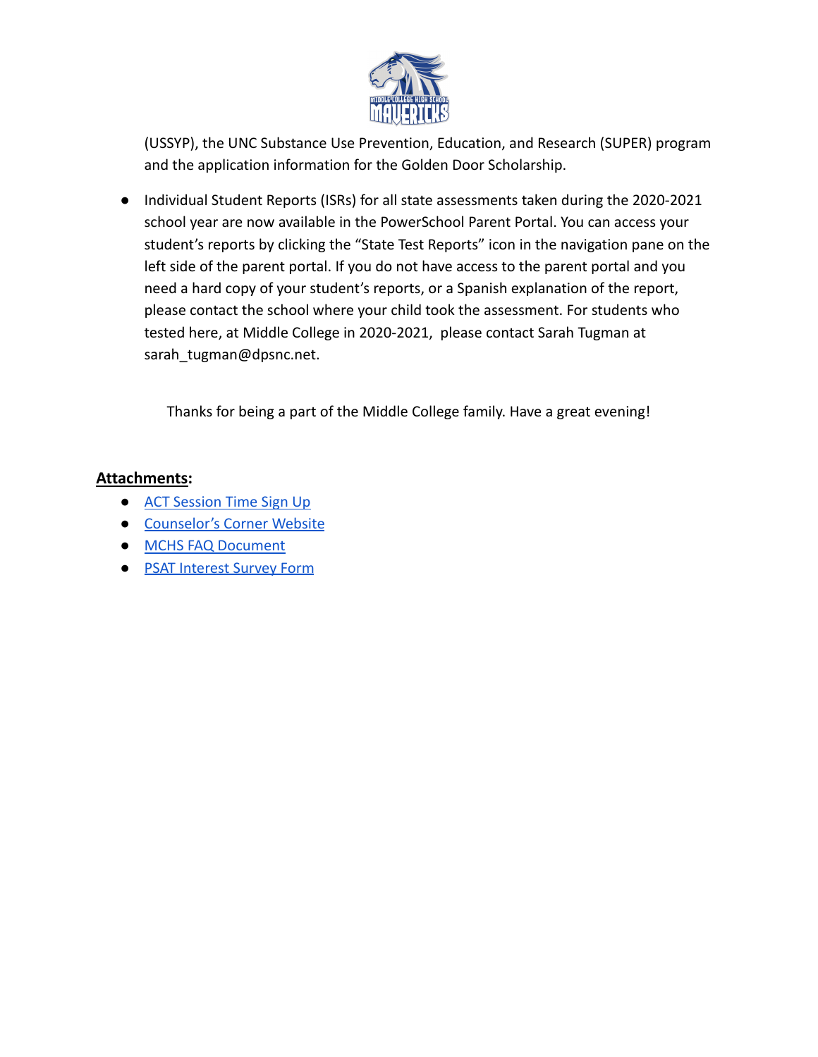(USSYP), the UNC Substance Use Prevention, Education, and Research (SUPER) program and the application information for the Golden Door Scholarship.

- Individual Student Reports (ISRs) for all state assessments taken during the 2020-2021 school year are now available in the PowerSchool Parent Portal. You can access your student's reports by clicking the "State Test Reports" icon in the navigation pane on the left side of the parent portal. If you do not have access to the parent portal and you need a hard copy of your student's reports, or a Spanish explanation of the report, please contact the school where your child took the assessment. For students who tested here, at Middle College in 2020-2021, please contact Sarah Tugman at sarah_tugman@dpsnc.net.

Thanks for being a part of the Middle College family. Have a great evening!

**Attachments:**

- ACT Session Time Sign Up
- Counselor's Corner Website
- MCHS FAQ Document
- PSAT Interest Survey Form